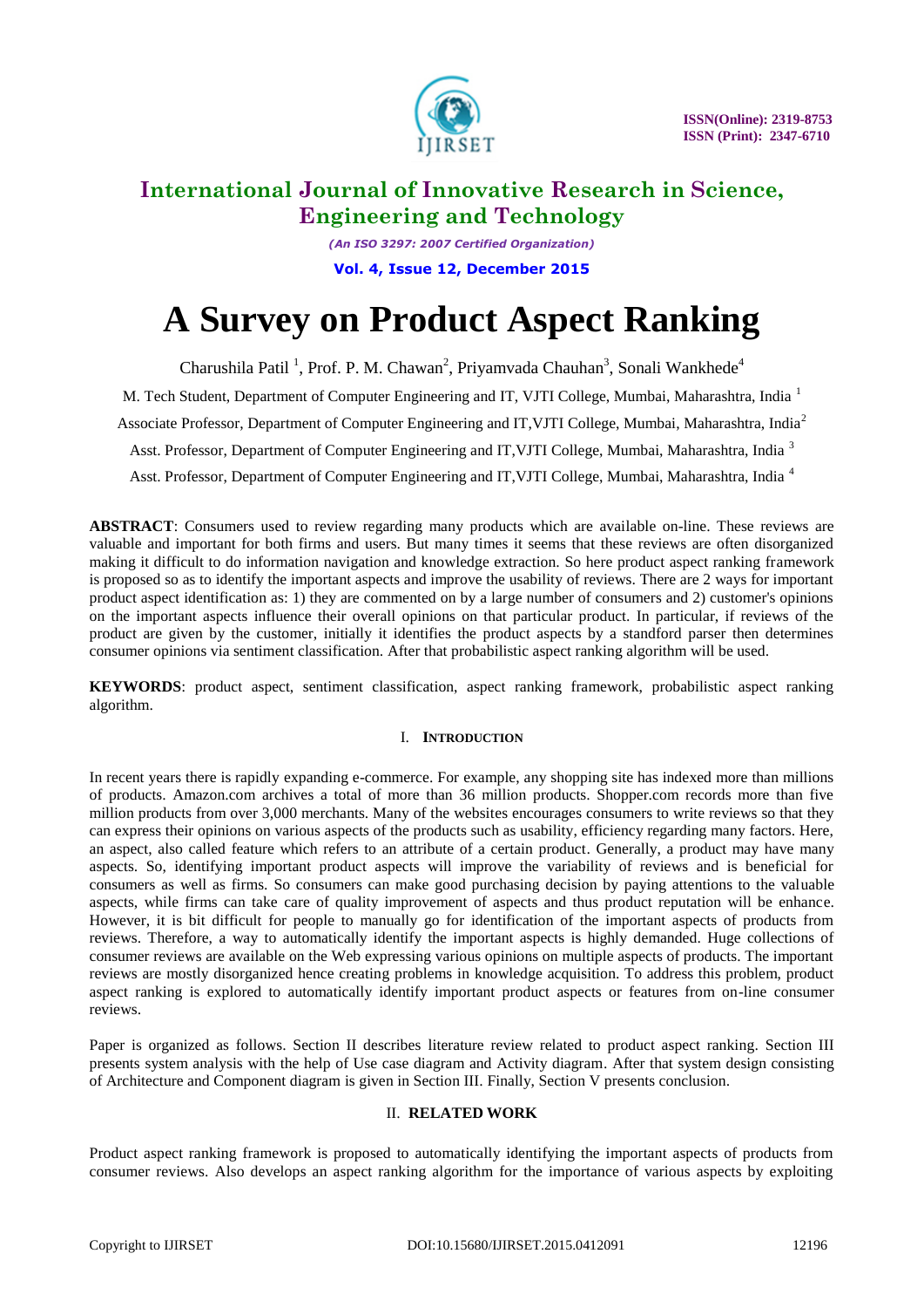# International Journal of Innovative Research in Science, Engineering and Technology

*(An ISO 3297: 2007 Certified Organization)*

**Vol. 4, Issue 12, December 2015**

# A Survey on Product Aspect Ranking

Charushila Patil [1], Prof. P. M. Chawan[2], Priyamvada Chauhan[3], Sonali Wankhede[4]

M. Tech Student, Department of Computer Engineering and IT, VJTI College, Mumbai, Maharashtra, India [1]

Associate Professor, Department of Computer Engineering and IT,VJTI College, Mumbai, Maharashtra, India[2]

Asst. Professor, Department of Computer Engineering and IT,VJTI College, Mumbai, Maharashtra, India [3]

Asst. Professor, Department of Computer Engineering and IT,VJTI College, Mumbai, Maharashtra, India [4]

**ABSTRACT**: Consumers used to review regarding many products which are available on-line. These reviews are valuable and important for both firms and users. But many times it seems that these reviews are often disorganized making it difficult to do information navigation and knowledge extraction. So here product aspect ranking framework is proposed so as to identify the important aspects and improve the usability of reviews. There are 2 ways for important product aspect identification as: 1) they are commented on by a large number of consumers and 2) customer's opinions on the important aspects influence their overall opinions on that particular product. In particular, if reviews of the product are given by the customer, initially it identifies the product aspects by a standford parser then determines consumer opinions via sentiment classification. After that probabilistic aspect ranking algorithm will be used.

**KEYWORDS**: product aspect, sentiment classification, aspect ranking framework, probabilistic aspect ranking algorithm.

## I. INTRODUCTION

In recent years there is rapidly expanding e-commerce. For example, any shopping site has indexed more than millions of products. Amazon.com archives a total of more than 36 million products. Shopper.com records more than five million products from over 3,000 merchants. Many of the websites encourages consumers to write reviews so that they can express their opinions on various aspects of the products such as usability, efficiency regarding many factors. Here, an aspect, also called feature which refers to an attribute of a certain product. Generally, a product may have many aspects. So, identifying important product aspects will improve the variability of reviews and is beneficial for consumers as well as firms. So consumers can make good purchasing decision by paying attentions to the valuable aspects, while firms can take care of quality improvement of aspects and thus product reputation will be enhance. However, it is bit difficult for people to manually go for identification of the important aspects of products from reviews. Therefore, a way to automatically identify the important aspects is highly demanded. Huge collections of consumer reviews are available on the Web expressing various opinions on multiple aspects of products. The important reviews are mostly disorganized hence creating problems in knowledge acquisition. To address this problem, product aspect ranking is explored to automatically identify important product aspects or features from on-line consumer reviews.

Paper is organized as follows. Section II describes literature review related to product aspect ranking. Section III presents system analysis with the help of Use case diagram and Activity diagram. After that system design consisting of Architecture and Component diagram is given in Section III. Finally, Section V presents conclusion.

## II. RELATED WORK

Product aspect ranking framework is proposed to automatically identifying the important aspects of products from consumer reviews. Also develops an aspect ranking algorithm for the importance of various aspects by exploiting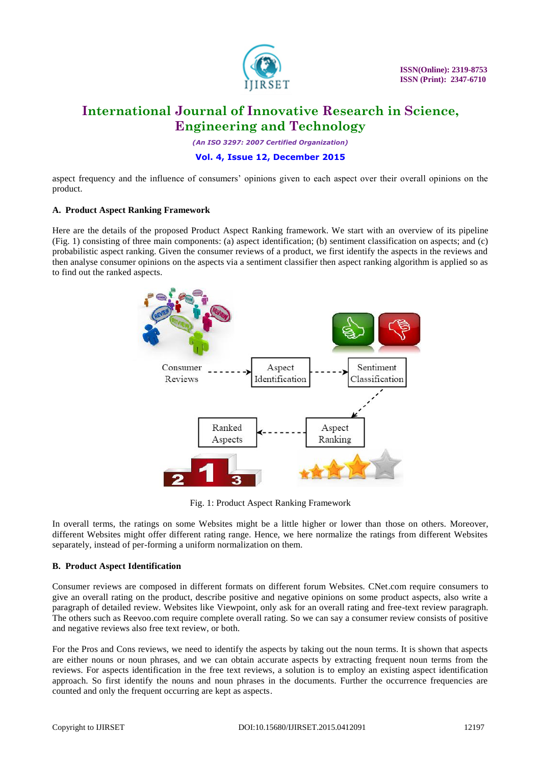aspect frequency and the influence of consumers' opinions given to each aspect over their overall opinions on the product.

### A. Product Aspect Ranking Framework

Here are the details of the proposed Product Aspect Ranking framework. We start with an overview of its pipeline (Fig. 1) consisting of three main components: (a) aspect identification; (b) sentiment classification on aspects; and (c) probabilistic aspect ranking. Given the consumer reviews of a product, we first identify the aspects in the reviews and then analyse consumer opinions on the aspects via a sentiment classifier then aspect ranking algorithm is applied so as to find out the ranked aspects.

Fig. 1: Product Aspect Ranking Framework

In overall terms, the ratings on some Websites might be a little higher or lower than those on others. Moreover, different Websites might offer different rating range. Hence, we here normalize the ratings from different Websites separately, instead of per-forming a uniform normalization on them.

### B. Product Aspect Identification

Consumer reviews are composed in different formats on different forum Websites. CNet.com require consumers to give an overall rating on the product, describe positive and negative opinions on some product aspects, also write a paragraph of detailed review. Websites like Viewpoint, only ask for an overall rating and free-text review paragraph. The others such as Reevoo.com require complete overall rating. So we can say a consumer review consists of positive and negative reviews also free text review, or both.

For the Pros and Cons reviews, we need to identify the aspects by taking out the noun terms. It is shown that aspects are either nouns or noun phrases, and we can obtain accurate aspects by extracting frequent noun terms from the reviews. For aspects identification in the free text reviews, a solution is to employ an existing aspect identification approach. So first identify the nouns and noun phrases in the documents. Further the occurrence frequencies are counted and only the frequent occurring are kept as aspects.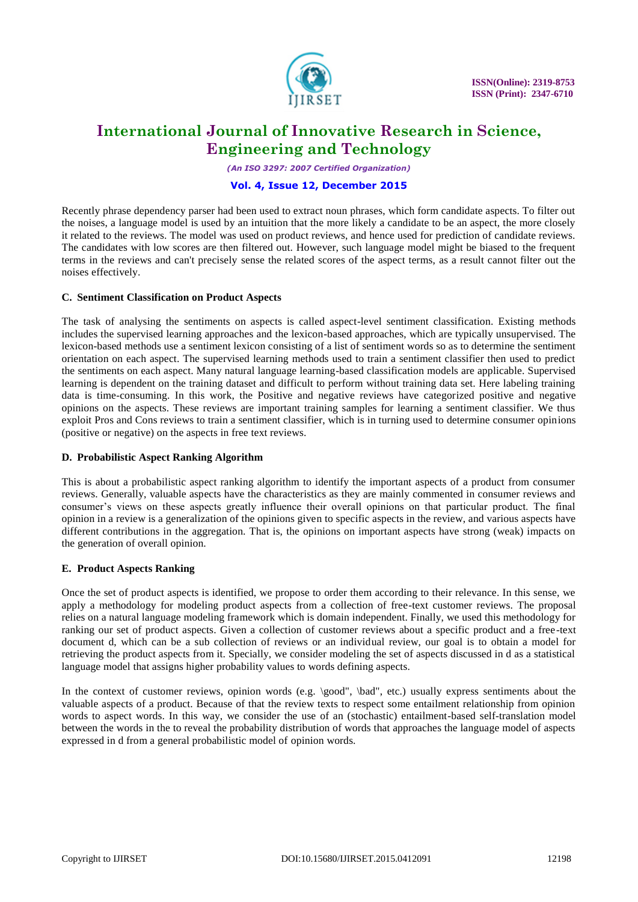Recently phrase dependency parser had been used to extract noun phrases, which form candidate aspects. To filter out the noises, a language model is used by an intuition that the more likely a candidate to be an aspect, the more closely it related to the reviews. The model was used on product reviews, and hence used for prediction of candidate reviews. The candidates with low scores are then filtered out. However, such language model might be biased to the frequent terms in the reviews and can't precisely sense the related scores of the aspect terms, as a result cannot filter out the noises effectively.

### C. Sentiment Classification on Product Aspects

The task of analysing the sentiments on aspects is called aspect-level sentiment classification. Existing methods includes the supervised learning approaches and the lexicon-based approaches, which are typically unsupervised. The lexicon-based methods use a sentiment lexicon consisting of a list of sentiment words so as to determine the sentiment orientation on each aspect. The supervised learning methods used to train a sentiment classifier then used to predict the sentiments on each aspect. Many natural language learning-based classification models are applicable. Supervised learning is dependent on the training dataset and difficult to perform without training data set. Here labeling training data is time-consuming. In this work, the Positive and negative reviews have categorized positive and negative opinions on the aspects. These reviews are important training samples for learning a sentiment classifier. We thus exploit Pros and Cons reviews to train a sentiment classifier, which is in turning used to determine consumer opinions (positive or negative) on the aspects in free text reviews.

### D. Probabilistic Aspect Ranking Algorithm

This is about a probabilistic aspect ranking algorithm to identify the important aspects of a product from consumer reviews. Generally, valuable aspects have the characteristics as they are mainly commented in consumer reviews and consumer's views on these aspects greatly influence their overall opinions on that particular product. The final opinion in a review is a generalization of the opinions given to specific aspects in the review, and various aspects have different contributions in the aggregation. That is, the opinions on important aspects have strong (weak) impacts on the generation of overall opinion.

### E. Product Aspects Ranking

Once the set of product aspects is identified, we propose to order them according to their relevance. In this sense, we apply a methodology for modeling product aspects from a collection of free-text customer reviews. The proposal relies on a natural language modeling framework which is domain independent. Finally, we used this methodology for ranking our set of product aspects. Given a collection of customer reviews about a specific product and a free-text document d, which can be a sub collection of reviews or an individual review, our goal is to obtain a model for retrieving the product aspects from it. Specially, we consider modeling the set of aspects discussed in d as a statistical language model that assigns higher probability values to words defining aspects.

In the context of customer reviews, opinion words (e.g. \good", \bad", etc.) usually express sentiments about the valuable aspects of a product. Because of that the review texts to respect some entailment relationship from opinion words to aspect words. In this way, we consider the use of an (stochastic) entailment-based self-translation model between the words in the to reveal the probability distribution of words that approaches the language model of aspects expressed in d from a general probabilistic model of opinion words.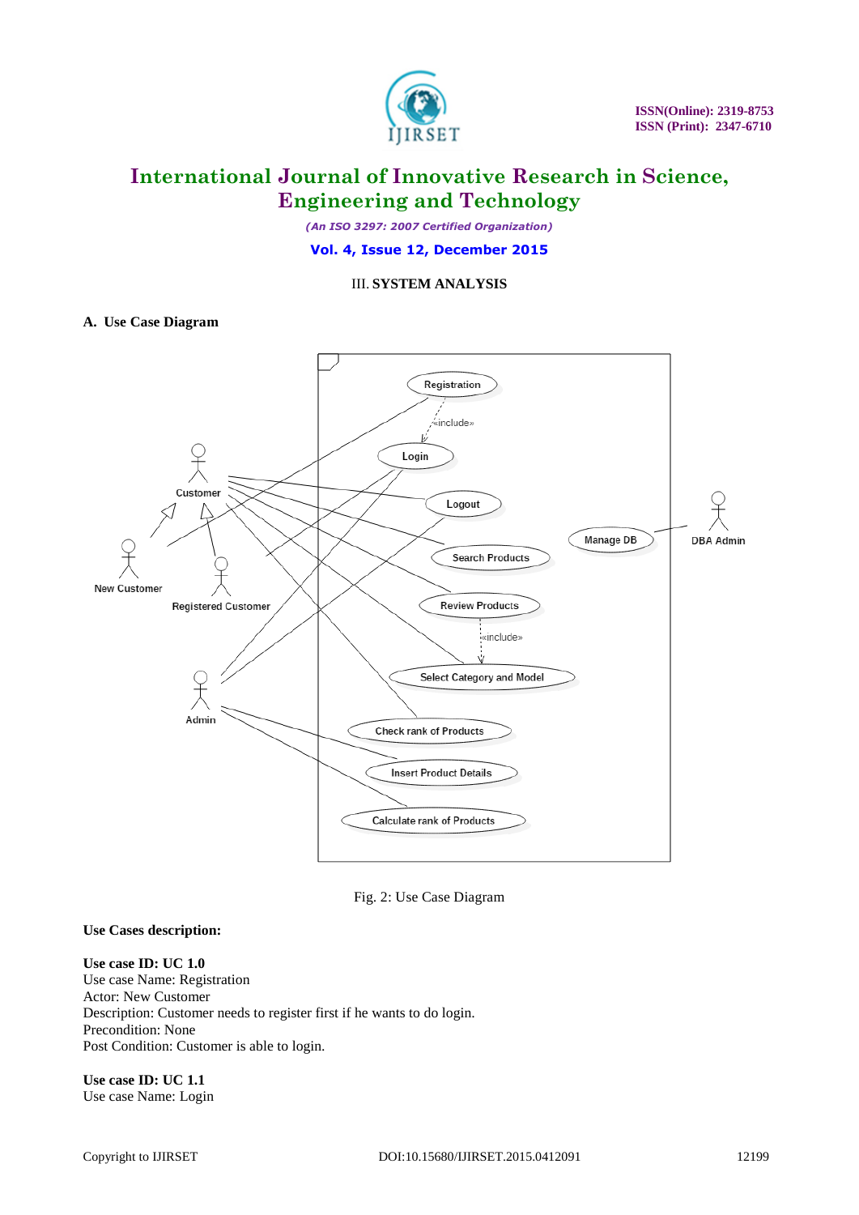III. **SYSTEM ANALYSIS**

**A. Use Case Diagram**

Fig. 2: Use Case Diagram

**Use Cases description:**

**Use case ID: UC 1.0**
Use case Name: Registration
Actor: New Customer
Description: Customer needs to register first if he wants to do login.
Precondition: None
Post Condition: Customer is able to login.

**Use case ID: UC 1.1**
Use case Name: Login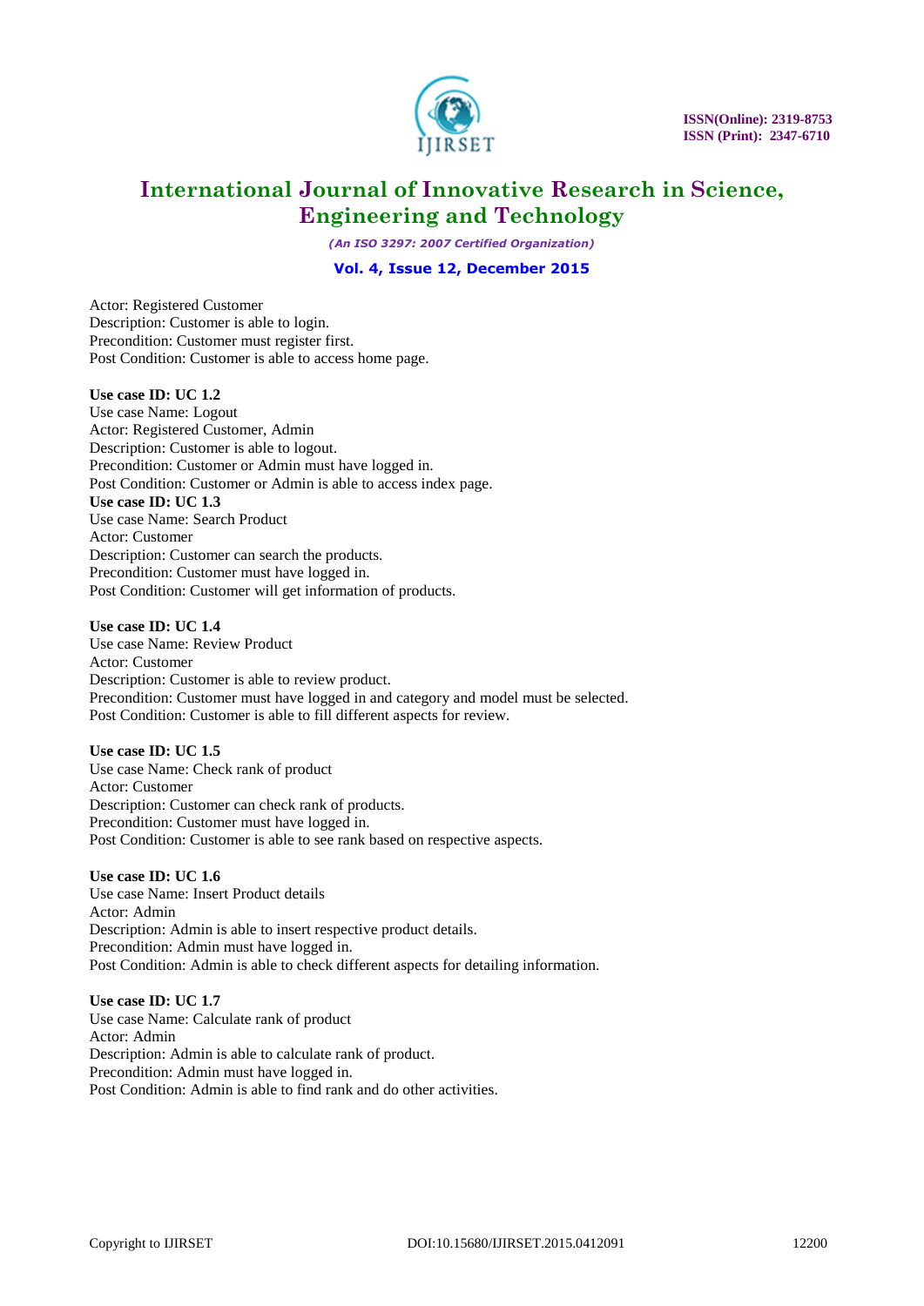Actor: Registered Customer
Description: Customer is able to login.
Precondition: Customer must register first.
Post Condition: Customer is able to access home page.

**Use case ID: UC 1.2**
Use case Name: Logout
Actor: Registered Customer, Admin
Description: Customer is able to logout.
Precondition: Customer or Admin must have logged in.
Post Condition: Customer or Admin is able to access index page.

**Use case ID: UC 1.3**
Use case Name: Search Product
Actor: Customer
Description: Customer can search the products.
Precondition: Customer must have logged in.
Post Condition: Customer will get information of products.

**Use case ID: UC 1.4**
Use case Name: Review Product
Actor: Customer
Description: Customer is able to review product.
Precondition: Customer must have logged in and category and model must be selected.
Post Condition: Customer is able to fill different aspects for review.

**Use case ID: UC 1.5**
Use case Name: Check rank of product
Actor: Customer
Description: Customer can check rank of products.
Precondition: Customer must have logged in.
Post Condition: Customer is able to see rank based on respective aspects.

**Use case ID: UC 1.6**
Use case Name: Insert Product details
Actor: Admin
Description: Admin is able to insert respective product details.
Precondition: Admin must have logged in.
Post Condition: Admin is able to check different aspects for detailing information.

**Use case ID: UC 1.7**
Use case Name: Calculate rank of product
Actor: Admin
Description: Admin is able to calculate rank of product.
Precondition: Admin must have logged in.
Post Condition: Admin is able to find rank and do other activities.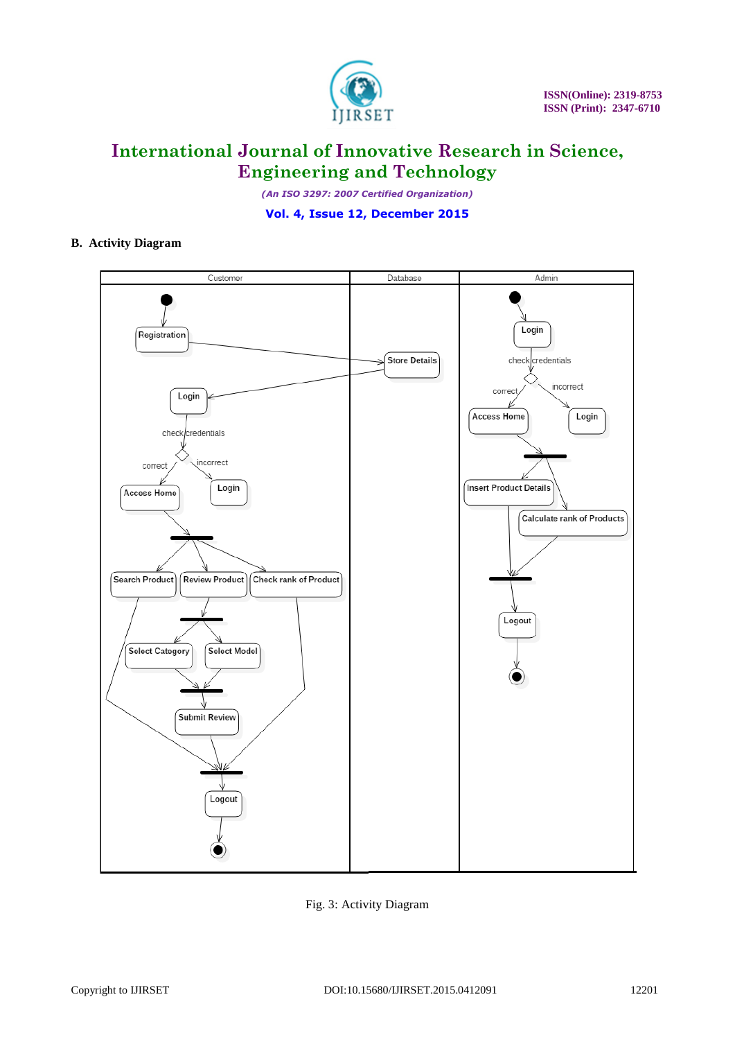### B. Activity Diagram

Fig. 3: Activity Diagram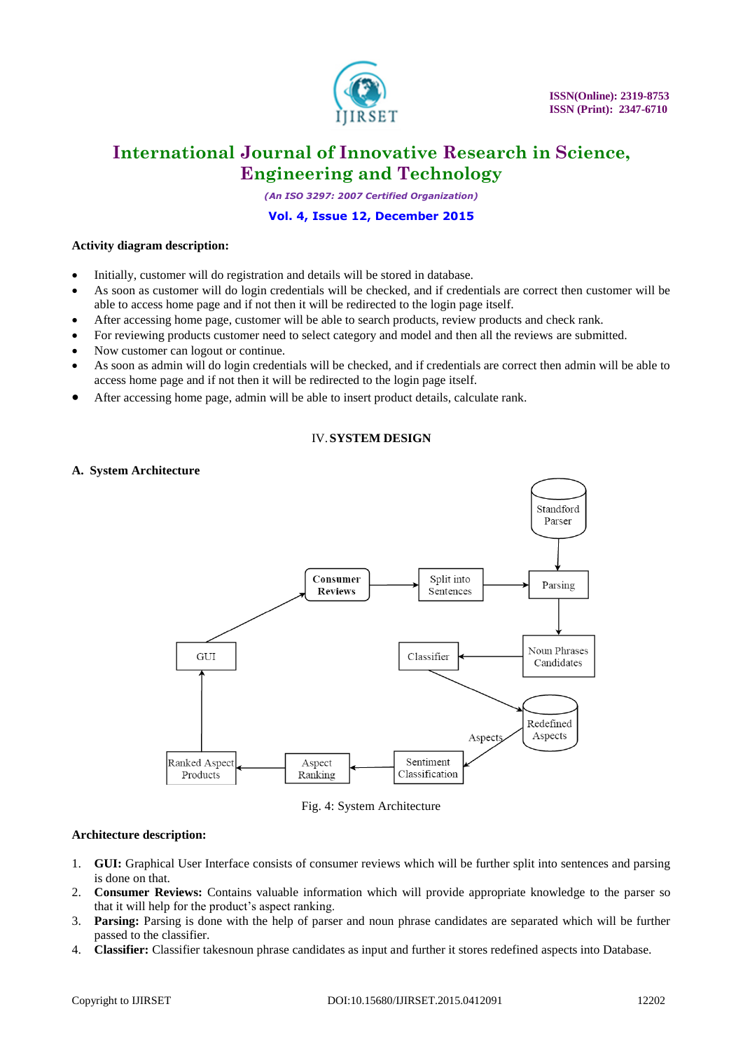**Activity diagram description:**

- Initially, customer will do registration and details will be stored in database.
- As soon as customer will do login credentials will be checked, and if credentials are correct then customer will be able to access home page and if not then it will be redirected to the login page itself.
- After accessing home page, customer will be able to search products, review products and check rank.
- For reviewing products customer need to select category and model and then all the reviews are submitted.
- Now customer can logout or continue.
- As soon as admin will do login credentials will be checked, and if credentials are correct then admin will be able to access home page and if not then it will be redirected to the login page itself.
- After accessing home page, admin will be able to insert product details, calculate rank.

## IV. SYSTEM DESIGN

### A. System Architecture

Fig. 4: System Architecture

**Architecture description:**

1. **GUI:** Graphical User Interface consists of consumer reviews which will be further split into sentences and parsing is done on that.
2. **Consumer Reviews:** Contains valuable information which will provide appropriate knowledge to the parser so that it will help for the product's aspect ranking.
3. **Parsing:** Parsing is done with the help of parser and noun phrase candidates are separated which will be further passed to the classifier.
4. **Classifier:** Classifier takesnoun phrase candidates as input and further it stores redefined aspects into Database.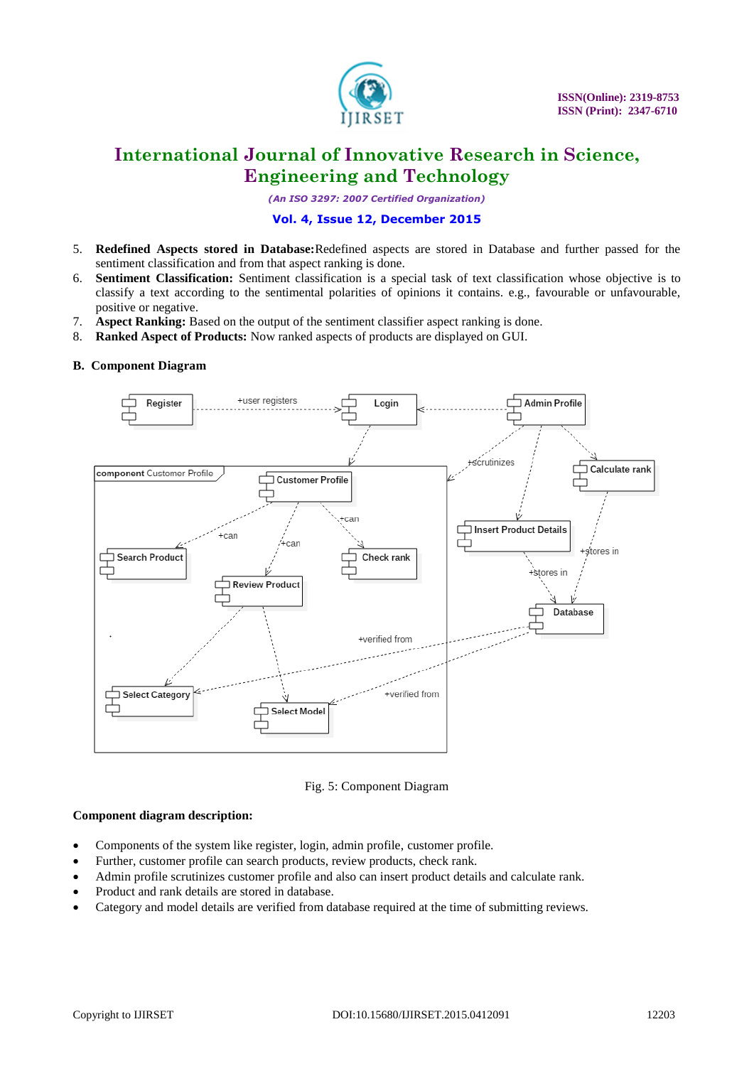5. **Redefined Aspects stored in Database:** Redefined aspects are stored in Database and further passed for the sentiment classification and from that aspect ranking is done.
6. **Sentiment Classification:** Sentiment classification is a special task of text classification whose objective is to classify a text according to the sentimental polarities of opinions it contains. e.g., favourable or unfavourable, positive or negative.
7. **Aspect Ranking:** Based on the output of the sentiment classifier aspect ranking is done.
8. **Ranked Aspect of Products:** Now ranked aspects of products are displayed on GUI.

### B. Component Diagram

Fig. 5: Component Diagram

**Component diagram description:**

- Components of the system like register, login, admin profile, customer profile.
- Further, customer profile can search products, review products, check rank.
- Admin profile scrutinizes customer profile and also can insert product details and calculate rank.
- Product and rank details are stored in database.
- Category and model details are verified from database required at the time of submitting reviews.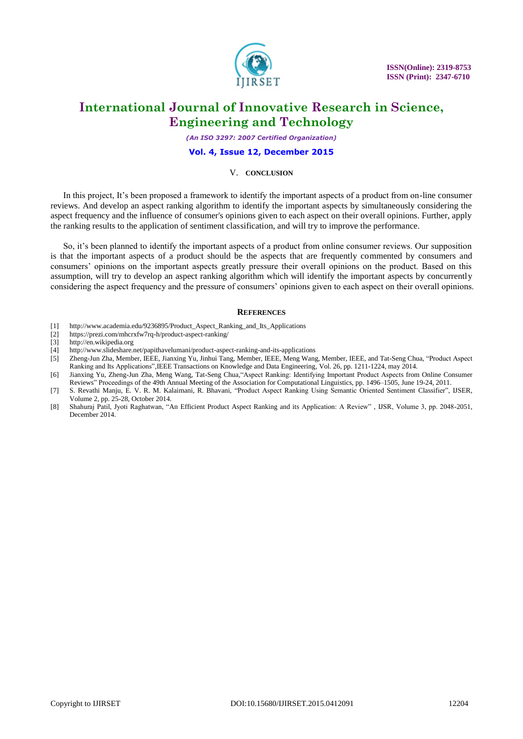## V. CONCLUSION

In this project, It's been proposed a framework to identify the important aspects of a product from on-line consumer reviews. And develop an aspect ranking algorithm to identify the important aspects by simultaneously considering the aspect frequency and the influence of consumer's opinions given to each aspect on their overall opinions. Further, apply the ranking results to the application of sentiment classification, and will try to improve the performance.

So, it's been planned to identify the important aspects of a product from online consumer reviews. Our supposition is that the important aspects of a product should be the aspects that are frequently commented by consumers and consumers' opinions on the important aspects greatly pressure their overall opinions on the product. Based on this assumption, will try to develop an aspect ranking algorithm which will identify the important aspects by concurrently considering the aspect frequency and the pressure of consumers' opinions given to each aspect on their overall opinions.

## REFERENCES

[1] http://www.academia.edu/9236895/Product_Aspect_Ranking_and_Its_Applications

[2] https://prezi.com/mhcrxfw7rq-h/product-aspect-ranking/

[3] http://en.wikipedia.org

[4] http://www.slideshare.net/papithavelumani/product-aspect-ranking-and-its-applications

[5] Zheng-Jun Zha, Member, IEEE, Jianxing Yu, Jinhui Tang, Member, IEEE, Meng Wang, Member, IEEE, and Tat-Seng Chua, "Product Aspect Ranking and Its Applications",IEEE Transactions on Knowledge and Data Engineering, Vol. 26, pp. 1211-1224, may 2014.

[6] Jianxing Yu, Zheng-Jun Zha, Meng Wang, Tat-Seng Chua,"Aspect Ranking: Identifying Important Product Aspects from Online Consumer Reviews" Proceedings of the 49th Annual Meeting of the Association for Computational Linguistics, pp. 1496–1505, June 19-24, 2011.

[7] S. Revathi Manju, E. V. R. M. Kalaimani, R. Bhavani, "Product Aspect Ranking Using Semantic Oriented Sentiment Classifier", IJSER, Volume 2, pp. 25-28, October 2014.

[8] Shahuraj Patil, Jyoti Raghatwan, "An Efficient Product Aspect Ranking and its Application: A Review" , IJSR, Volume 3, pp. 2048-2051, December 2014.